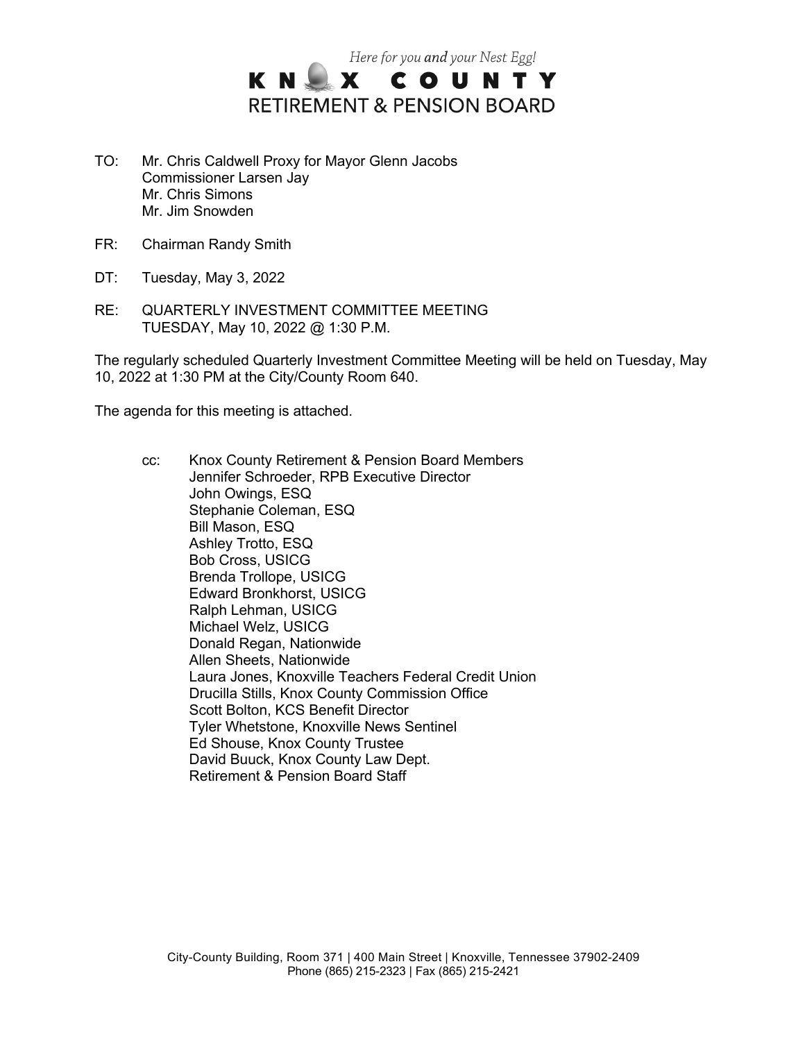*Here for you **and** your Nest Egg!*

# KNOX COUNTY
## RETIREMENT & PENSION BOARD

TO: Mr. Chris Caldwell Proxy for Mayor Glenn Jacobs
Commissioner Larsen Jay
Mr. Chris Simons
Mr. Jim Snowden

FR: Chairman Randy Smith

DT: Tuesday, May 3, 2022

RE: QUARTERLY INVESTMENT COMMITTEE MEETING
TUESDAY, May 10, 2022 @ 1:30 P.M.

The regularly scheduled Quarterly Investment Committee Meeting will be held on Tuesday, May 10, 2022 at 1:30 PM at the City/County Room 640.

The agenda for this meeting is attached.

cc: Knox County Retirement & Pension Board Members
Jennifer Schroeder, RPB Executive Director
John Owings, ESQ
Stephanie Coleman, ESQ
Bill Mason, ESQ
Ashley Trotto, ESQ
Bob Cross, USICG
Brenda Trollope, USICG
Edward Bronkhorst, USICG
Ralph Lehman, USICG
Michael Welz, USICG
Donald Regan, Nationwide
Allen Sheets, Nationwide
Laura Jones, Knoxville Teachers Federal Credit Union
Drucilla Stills, Knox County Commission Office
Scott Bolton, KCS Benefit Director
Tyler Whetstone, Knoxville News Sentinel
Ed Shouse, Knox County Trustee
David Buuck, Knox County Law Dept.
Retirement & Pension Board Staff

City-County Building, Room 371 | 400 Main Street | Knoxville, Tennessee 37902-2409
Phone (865) 215-2323 | Fax (865) 215-2421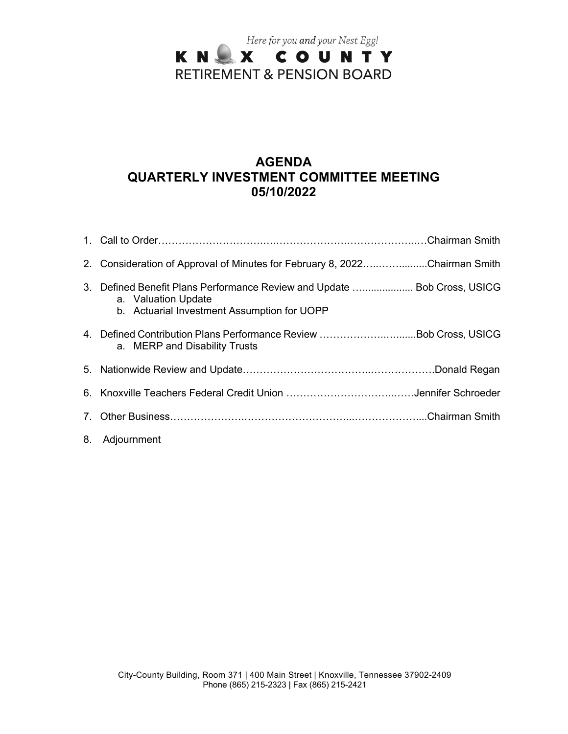Here for you **and** your Nest Egg!

**KNOX COUNTY**

RETIREMENT & PENSION BOARD

# AGENDA
# QUARTERLY INVESTMENT COMMITTEE MEETING
# 05/10/2022

1. Call to Order……………………….….……………….….……………..…Chairman Smith
2. Consideration of Approval of Minutes for February 8, 2022…..……..........Chairman Smith
3. Defined Benefit Plans Performance Review and Update …................. Bob Cross, USICG
   a. Valuation Update
   b. Actuarial Investment Assumption for UOPP
4. Defined Contribution Plans Performance Review ……………..….......Bob Cross, USICG
   a. MERP and Disability Trusts
5. Nationwide Review and Update………………………………..………………Donald Regan
6. Knoxville Teachers Federal Credit Union …………………………..……Jennifer Schroeder
7. Other Business………………….……………………...…………………...Chairman Smith
8. Adjournment

City-County Building, Room 371 | 400 Main Street | Knoxville, Tennessee 37902-2409
Phone (865) 215-2323 | Fax (865) 215-2421